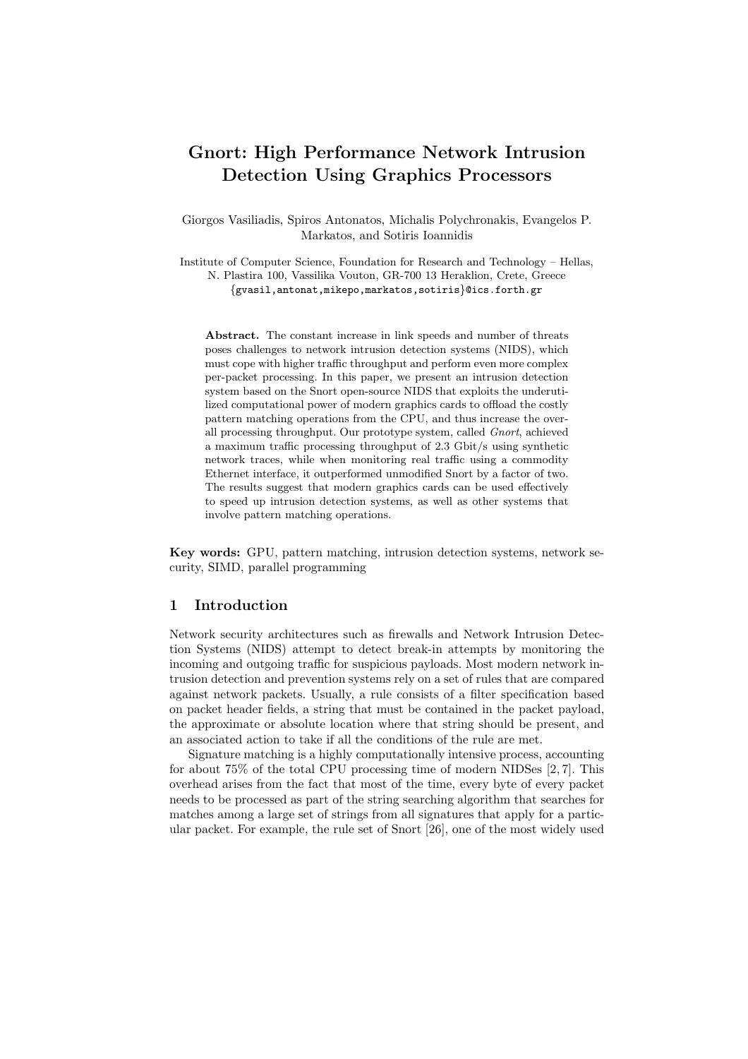# Gnort: High Performance Network Intrusion Detection Using Graphics Processors

Giorgos Vasiliadis, Spiros Antonatos, Michalis Polychronakis, Evangelos P. Markatos, and Sotiris Ioannidis

Institute of Computer Science, Foundation for Research and Technology – Hellas, N. Plastira 100, Vassilika Vouton, GR-700 13 Heraklion, Crete, Greece
{gvasil,antonat,mikepo,markatos,sotiris}@ics.forth.gr

**Abstract.** The constant increase in link speeds and number of threats poses challenges to network intrusion detection systems (NIDS), which must cope with higher traffic throughput and perform even more complex per-packet processing. In this paper, we present an intrusion detection system based on the Snort open-source NIDS that exploits the underutilized computational power of modern graphics cards to offload the costly pattern matching operations from the CPU, and thus increase the overall processing throughput. Our prototype system, called *Gnort*, achieved a maximum traffic processing throughput of 2.3 Gbit/s using synthetic network traces, while when monitoring real traffic using a commodity Ethernet interface, it outperformed unmodified Snort by a factor of two. The results suggest that modern graphics cards can be used effectively to speed up intrusion detection systems, as well as other systems that involve pattern matching operations.

**Key words:** GPU, pattern matching, intrusion detection systems, network security, SIMD, parallel programming

## 1 Introduction

Network security architectures such as firewalls and Network Intrusion Detection Systems (NIDS) attempt to detect break-in attempts by monitoring the incoming and outgoing traffic for suspicious payloads. Most modern network intrusion detection and prevention systems rely on a set of rules that are compared against network packets. Usually, a rule consists of a filter specification based on packet header fields, a string that must be contained in the packet payload, the approximate or absolute location where that string should be present, and an associated action to take if all the conditions of the rule are met.

Signature matching is a highly computationally intensive process, accounting for about 75% of the total CPU processing time of modern NIDSes [2, 7]. This overhead arises from the fact that most of the time, every byte of every packet needs to be processed as part of the string searching algorithm that searches for matches among a large set of strings from all signatures that apply for a particular packet. For example, the rule set of Snort [26], one of the most widely used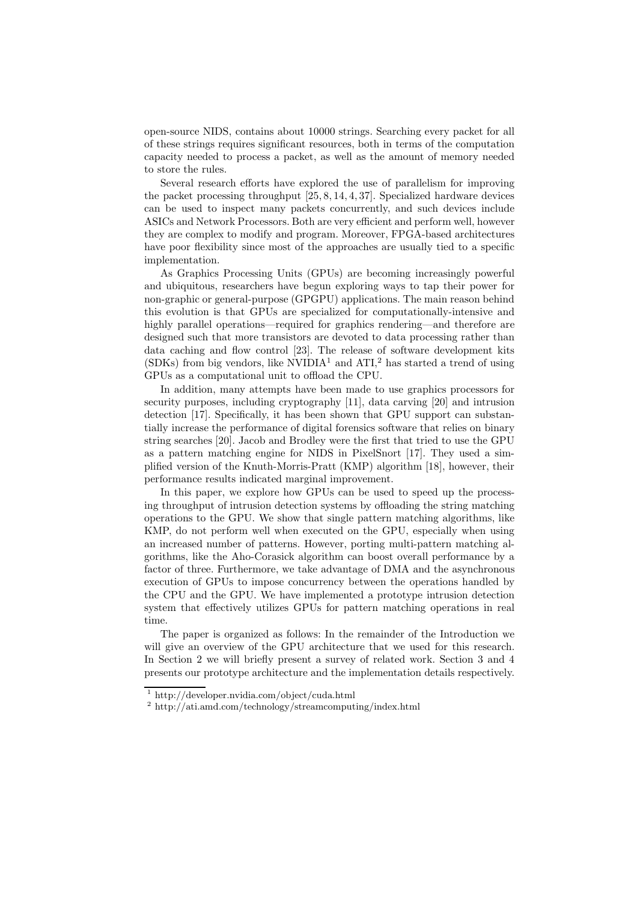open-source NIDS, contains about 10000 strings. Searching every packet for all of these strings requires significant resources, both in terms of the computation capacity needed to process a packet, as well as the amount of memory needed to store the rules.

Several research efforts have explored the use of parallelism for improving the packet processing throughput [25, 8, 14, 4, 37]. Specialized hardware devices can be used to inspect many packets concurrently, and such devices include ASICs and Network Processors. Both are very efficient and perform well, however they are complex to modify and program. Moreover, FPGA-based architectures have poor flexibility since most of the approaches are usually tied to a specific implementation.

As Graphics Processing Units (GPUs) are becoming increasingly powerful and ubiquitous, researchers have begun exploring ways to tap their power for non-graphic or general-purpose (GPGPU) applications. The main reason behind this evolution is that GPUs are specialized for computationally-intensive and highly parallel operations—required for graphics rendering—and therefore are designed such that more transistors are devoted to data processing rather than data caching and flow control [23]. The release of software development kits (SDKs) from big vendors, like NVIDIA[1] and ATI,[2] has started a trend of using GPUs as a computational unit to offload the CPU.

In addition, many attempts have been made to use graphics processors for security purposes, including cryptography [11], data carving [20] and intrusion detection [17]. Specifically, it has been shown that GPU support can substantially increase the performance of digital forensics software that relies on binary string searches [20]. Jacob and Brodley were the first that tried to use the GPU as a pattern matching engine for NIDS in PixelSnort [17]. They used a simplified version of the Knuth-Morris-Pratt (KMP) algorithm [18], however, their performance results indicated marginal improvement.

In this paper, we explore how GPUs can be used to speed up the processing throughput of intrusion detection systems by offloading the string matching operations to the GPU. We show that single pattern matching algorithms, like KMP, do not perform well when executed on the GPU, especially when using an increased number of patterns. However, porting multi-pattern matching algorithms, like the Aho-Corasick algorithm can boost overall performance by a factor of three. Furthermore, we take advantage of DMA and the asynchronous execution of GPUs to impose concurrency between the operations handled by the CPU and the GPU. We have implemented a prototype intrusion detection system that effectively utilizes GPUs for pattern matching operations in real time.

The paper is organized as follows: In the remainder of the Introduction we will give an overview of the GPU architecture that we used for this research. In Section 2 we will briefly present a survey of related work. Section 3 and 4 presents our prototype architecture and the implementation details respectively.

[1] http://developer.nvidia.com/object/cuda.html

[2] http://ati.amd.com/technology/streamcomputing/index.html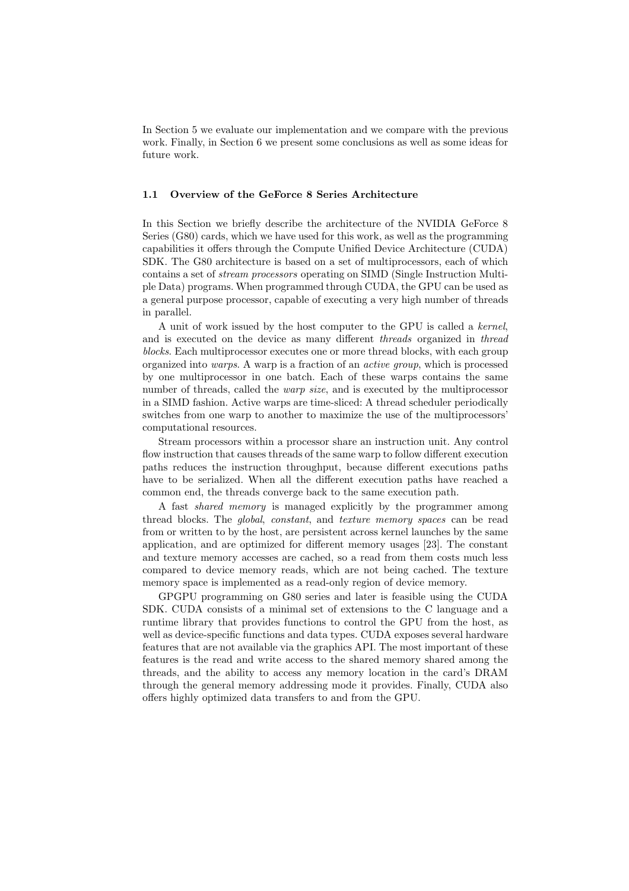In Section 5 we evaluate our implementation and we compare with the previous work. Finally, in Section 6 we present some conclusions as well as some ideas for future work.

### 1.1 Overview of the GeForce 8 Series Architecture

In this Section we briefly describe the architecture of the NVIDIA GeForce 8 Series (G80) cards, which we have used for this work, as well as the programming capabilities it offers through the Compute Unified Device Architecture (CUDA) SDK. The G80 architecture is based on a set of multiprocessors, each of which contains a set of *stream processors* operating on SIMD (Single Instruction Multiple Data) programs. When programmed through CUDA, the GPU can be used as a general purpose processor, capable of executing a very high number of threads in parallel.

A unit of work issued by the host computer to the GPU is called a *kernel*, and is executed on the device as many different *threads* organized in *thread blocks*. Each multiprocessor executes one or more thread blocks, with each group organized into *warps*. A warp is a fraction of an *active group*, which is processed by one multiprocessor in one batch. Each of these warps contains the same number of threads, called the *warp size*, and is executed by the multiprocessor in a SIMD fashion. Active warps are time-sliced: A thread scheduler periodically switches from one warp to another to maximize the use of the multiprocessors' computational resources.

Stream processors within a processor share an instruction unit. Any control flow instruction that causes threads of the same warp to follow different execution paths reduces the instruction throughput, because different executions paths have to be serialized. When all the different execution paths have reached a common end, the threads converge back to the same execution path.

A fast *shared memory* is managed explicitly by the programmer among thread blocks. The *global*, *constant*, and *texture memory spaces* can be read from or written to by the host, are persistent across kernel launches by the same application, and are optimized for different memory usages [23]. The constant and texture memory accesses are cached, so a read from them costs much less compared to device memory reads, which are not being cached. The texture memory space is implemented as a read-only region of device memory.

GPGPU programming on G80 series and later is feasible using the CUDA SDK. CUDA consists of a minimal set of extensions to the C language and a runtime library that provides functions to control the GPU from the host, as well as device-specific functions and data types. CUDA exposes several hardware features that are not available via the graphics API. The most important of these features is the read and write access to the shared memory shared among the threads, and the ability to access any memory location in the card's DRAM through the general memory addressing mode it provides. Finally, CUDA also offers highly optimized data transfers to and from the GPU.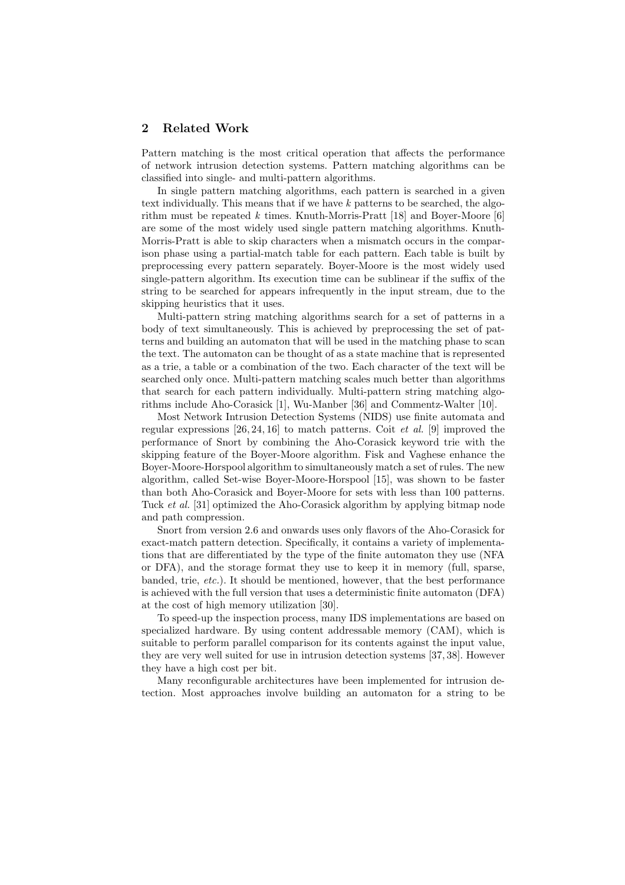## 2 Related Work

Pattern matching is the most critical operation that affects the performance of network intrusion detection systems. Pattern matching algorithms can be classified into single- and multi-pattern algorithms.

In single pattern matching algorithms, each pattern is searched in a given text individually. This means that if we have $k$ patterns to be searched, the algorithm must be repeated $k$ times. Knuth-Morris-Pratt [18] and Boyer-Moore [6] are some of the most widely used single pattern matching algorithms. Knuth-Morris-Pratt is able to skip characters when a mismatch occurs in the comparison phase using a partial-match table for each pattern. Each table is built by preprocessing every pattern separately. Boyer-Moore is the most widely used single-pattern algorithm. Its execution time can be sublinear if the suffix of the string to be searched for appears infrequently in the input stream, due to the skipping heuristics that it uses.

Multi-pattern string matching algorithms search for a set of patterns in a body of text simultaneously. This is achieved by preprocessing the set of patterns and building an automaton that will be used in the matching phase to scan the text. The automaton can be thought of as a state machine that is represented as a trie, a table or a combination of the two. Each character of the text will be searched only once. Multi-pattern matching scales much better than algorithms that search for each pattern individually. Multi-pattern string matching algorithms include Aho-Corasick [1], Wu-Manber [36] and Commentz-Walter [10].

Most Network Intrusion Detection Systems (NIDS) use finite automata and regular expressions [26, 24, 16] to match patterns. Coit *et al.* [9] improved the performance of Snort by combining the Aho-Corasick keyword trie with the skipping feature of the Boyer-Moore algorithm. Fisk and Vaghese enhance the Boyer-Moore-Horspool algorithm to simultaneously match a set of rules. The new algorithm, called Set-wise Boyer-Moore-Horspool [15], was shown to be faster than both Aho-Corasick and Boyer-Moore for sets with less than 100 patterns. Tuck *et al.* [31] optimized the Aho-Corasick algorithm by applying bitmap node and path compression.

Snort from version 2.6 and onwards uses only flavors of the Aho-Corasick for exact-match pattern detection. Specifically, it contains a variety of implementations that are differentiated by the type of the finite automaton they use (NFA or DFA), and the storage format they use to keep it in memory (full, sparse, banded, trie, *etc.*). It should be mentioned, however, that the best performance is achieved with the full version that uses a deterministic finite automaton (DFA) at the cost of high memory utilization [30].

To speed-up the inspection process, many IDS implementations are based on specialized hardware. By using content addressable memory (CAM), which is suitable to perform parallel comparison for its contents against the input value, they are very well suited for use in intrusion detection systems [37, 38]. However they have a high cost per bit.

Many reconfigurable architectures have been implemented for intrusion detection. Most approaches involve building an automaton for a string to be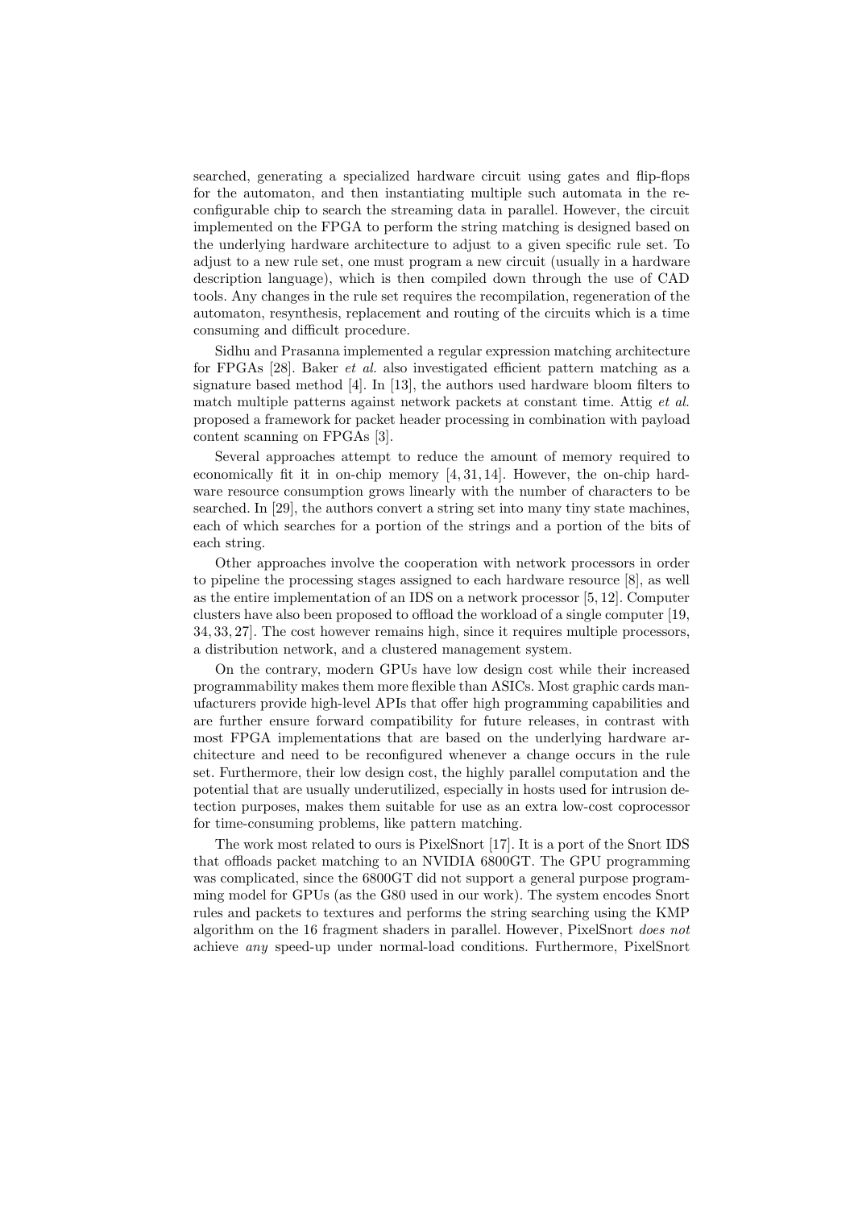searched, generating a specialized hardware circuit using gates and flip-flops for the automaton, and then instantiating multiple such automata in the reconfigurable chip to search the streaming data in parallel. However, the circuit implemented on the FPGA to perform the string matching is designed based on the underlying hardware architecture to adjust to a given specific rule set. To adjust to a new rule set, one must program a new circuit (usually in a hardware description language), which is then compiled down through the use of CAD tools. Any changes in the rule set requires the recompilation, regeneration of the automaton, resynthesis, replacement and routing of the circuits which is a time consuming and difficult procedure.

Sidhu and Prasanna implemented a regular expression matching architecture for FPGAs [28]. Baker *et al.* also investigated efficient pattern matching as a signature based method [4]. In [13], the authors used hardware bloom filters to match multiple patterns against network packets at constant time. Attig *et al.* proposed a framework for packet header processing in combination with payload content scanning on FPGAs [3].

Several approaches attempt to reduce the amount of memory required to economically fit it in on-chip memory [4, 31, 14]. However, the on-chip hardware resource consumption grows linearly with the number of characters to be searched. In [29], the authors convert a string set into many tiny state machines, each of which searches for a portion of the strings and a portion of the bits of each string.

Other approaches involve the cooperation with network processors in order to pipeline the processing stages assigned to each hardware resource [8], as well as the entire implementation of an IDS on a network processor [5, 12]. Computer clusters have also been proposed to offload the workload of a single computer [19, 34, 33, 27]. The cost however remains high, since it requires multiple processors, a distribution network, and a clustered management system.

On the contrary, modern GPUs have low design cost while their increased programmability makes them more flexible than ASICs. Most graphic cards manufacturers provide high-level APIs that offer high programming capabilities and are further ensure forward compatibility for future releases, in contrast with most FPGA implementations that are based on the underlying hardware architecture and need to be reconfigured whenever a change occurs in the rule set. Furthermore, their low design cost, the highly parallel computation and the potential that are usually underutilized, especially in hosts used for intrusion detection purposes, makes them suitable for use as an extra low-cost coprocessor for time-consuming problems, like pattern matching.

The work most related to ours is PixelSnort [17]. It is a port of the Snort IDS that offloads packet matching to an NVIDIA 6800GT. The GPU programming was complicated, since the 6800GT did not support a general purpose programming model for GPUs (as the G80 used in our work). The system encodes Snort rules and packets to textures and performs the string searching using the KMP algorithm on the 16 fragment shaders in parallel. However, PixelSnort *does not* achieve *any* speed-up under normal-load conditions. Furthermore, PixelSnort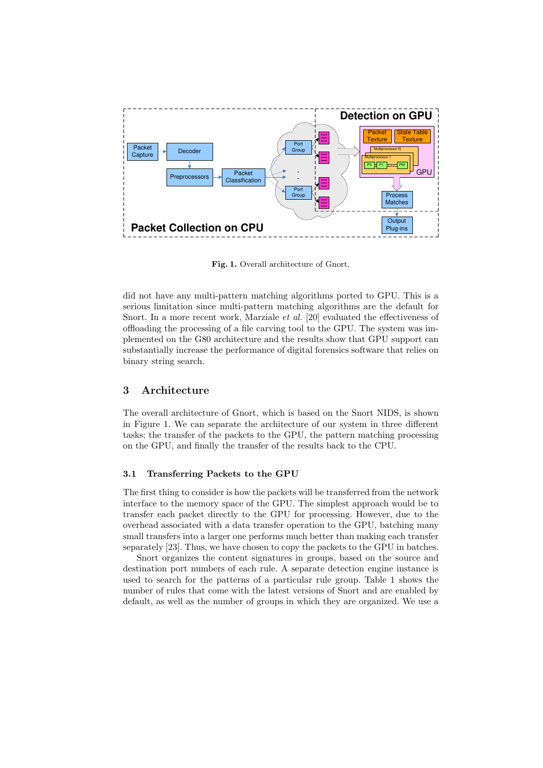Detection on GPU

Packet Texture

State Table Texture

Multiprocessor N

Multiprocessor 1

P0 P1 PM

GPU

Packet Capture

Decoder

Preprocessors

Packet Classification

Port Group

Port Group

Process Matches

Output Plug-ins

Packet Collection on CPU

**Fig. 1.** Overall architecture of Gnort.

did not have any multi-pattern matching algorithms ported to GPU. This is a serious limitation since multi-pattern matching algorithms are the default for Snort. In a more recent work, Marziale *et al.* [20] evaluated the effectiveness of offloading the processing of a file carving tool to the GPU. The system was implemented on the G80 architecture and the results show that GPU support can substantially increase the performance of digital forensics software that relies on binary string search.

## 3 Architecture

The overall architecture of Gnort, which is based on the Snort NIDS, is shown in Figure 1. We can separate the architecture of our system in three different tasks: the transfer of the packets to the GPU, the pattern matching processing on the GPU, and finally the transfer of the results back to the CPU.

### 3.1 Transferring Packets to the GPU

The first thing to consider is how the packets will be transferred from the network interface to the memory space of the GPU. The simplest approach would be to transfer each packet directly to the GPU for processing. However, due to the overhead associated with a data transfer operation to the GPU, batching many small transfers into a larger one performs much better than making each transfer separately [23]. Thus, we have chosen to copy the packets to the GPU in batches.

Snort organizes the content signatures in groups, based on the source and destination port numbers of each rule. A separate detection engine instance is used to search for the patterns of a particular rule group. Table 1 shows the number of rules that come with the latest versions of Snort and are enabled by default, as well as the number of groups in which they are organized. We use a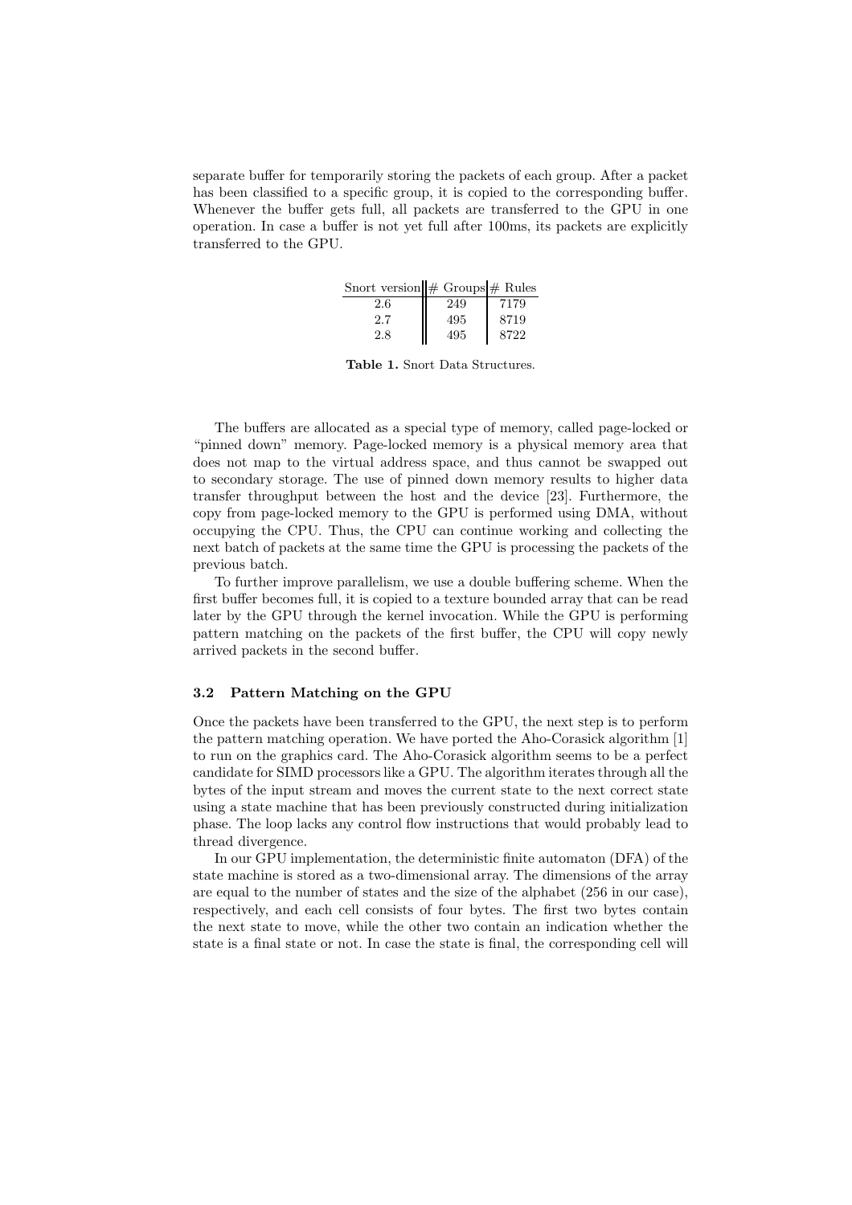separate buffer for temporarily storing the packets of each group. After a packet has been classified to a specific group, it is copied to the corresponding buffer. Whenever the buffer gets full, all packets are transferred to the GPU in one operation. In case a buffer is not yet full after 100ms, its packets are explicitly transferred to the GPU.

| Snort version | # Groups | # Rules |
|---|---|---|
| 2.6 | 249 | 7179 |
| 2.7 | 495 | 8719 |
| 2.8 | 495 | 8722 |

**Table 1.** Snort Data Structures.

The buffers are allocated as a special type of memory, called page-locked or "pinned down" memory. Page-locked memory is a physical memory area that does not map to the virtual address space, and thus cannot be swapped out to secondary storage. The use of pinned down memory results to higher data transfer throughput between the host and the device [23]. Furthermore, the copy from page-locked memory to the GPU is performed using DMA, without occupying the CPU. Thus, the CPU can continue working and collecting the next batch of packets at the same time the GPU is processing the packets of the previous batch.

To further improve parallelism, we use a double buffering scheme. When the first buffer becomes full, it is copied to a texture bounded array that can be read later by the GPU through the kernel invocation. While the GPU is performing pattern matching on the packets of the first buffer, the CPU will copy newly arrived packets in the second buffer.

### 3.2 Pattern Matching on the GPU

Once the packets have been transferred to the GPU, the next step is to perform the pattern matching operation. We have ported the Aho-Corasick algorithm [1] to run on the graphics card. The Aho-Corasick algorithm seems to be a perfect candidate for SIMD processors like a GPU. The algorithm iterates through all the bytes of the input stream and moves the current state to the next correct state using a state machine that has been previously constructed during initialization phase. The loop lacks any control flow instructions that would probably lead to thread divergence.

In our GPU implementation, the deterministic finite automaton (DFA) of the state machine is stored as a two-dimensional array. The dimensions of the array are equal to the number of states and the size of the alphabet (256 in our case), respectively, and each cell consists of four bytes. The first two bytes contain the next state to move, while the other two contain an indication whether the state is a final state or not. In case the state is final, the corresponding cell will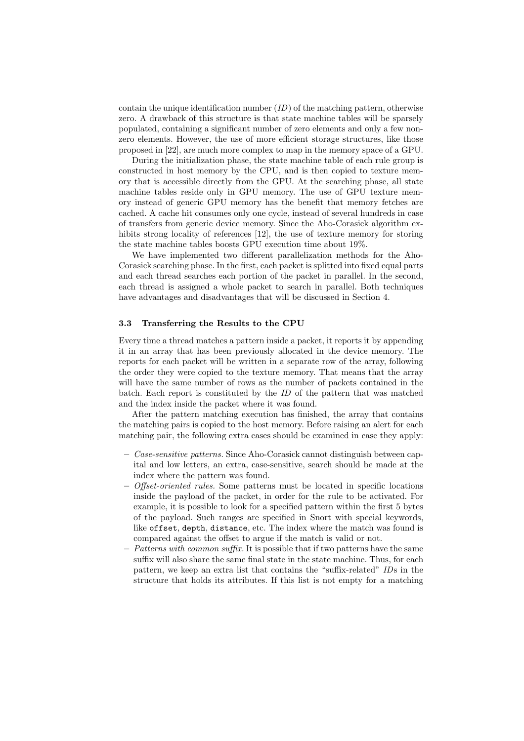contain the unique identification number (*ID*) of the matching pattern, otherwise zero. A drawback of this structure is that state machine tables will be sparsely populated, containing a significant number of zero elements and only a few non-zero elements. However, the use of more efficient storage structures, like those proposed in [22], are much more complex to map in the memory space of a GPU.

During the initialization phase, the state machine table of each rule group is constructed in host memory by the CPU, and is then copied to texture memory that is accessible directly from the GPU. At the searching phase, all state machine tables reside only in GPU memory. The use of GPU texture memory instead of generic GPU memory has the benefit that memory fetches are cached. A cache hit consumes only one cycle, instead of several hundreds in case of transfers from generic device memory. Since the Aho-Corasick algorithm exhibits strong locality of references [12], the use of texture memory for storing the state machine tables boosts GPU execution time about 19%.

We have implemented two different parallelization methods for the Aho-Corasick searching phase. In the first, each packet is splitted into fixed equal parts and each thread searches each portion of the packet in parallel. In the second, each thread is assigned a whole packet to search in parallel. Both techniques have advantages and disadvantages that will be discussed in Section 4.

### 3.3 Transferring the Results to the CPU

Every time a thread matches a pattern inside a packet, it reports it by appending it in an array that has been previously allocated in the device memory. The reports for each packet will be written in a separate row of the array, following the order they were copied to the texture memory. That means that the array will have the same number of rows as the number of packets contained in the batch. Each report is constituted by the *ID* of the pattern that was matched and the index inside the packet where it was found.

After the pattern matching execution has finished, the array that contains the matching pairs is copied to the host memory. Before raising an alert for each matching pair, the following extra cases should be examined in case they apply:

- *Case-sensitive patterns.* Since Aho-Corasick cannot distinguish between capital and low letters, an extra, case-sensitive, search should be made at the index where the pattern was found.
- *Offset-oriented rules.* Some patterns must be located in specific locations inside the payload of the packet, in order for the rule to be activated. For example, it is possible to look for a specified pattern within the first 5 bytes of the payload. Such ranges are specified in Snort with special keywords, like `offset`, `depth`, `distance`, etc. The index where the match was found is compared against the offset to argue if the match is valid or not.
- *Patterns with common suffix.* It is possible that if two patterns have the same suffix will also share the same final state in the state machine. Thus, for each pattern, we keep an extra list that contains the "suffix-related" *ID*s in the structure that holds its attributes. If this list is not empty for a matching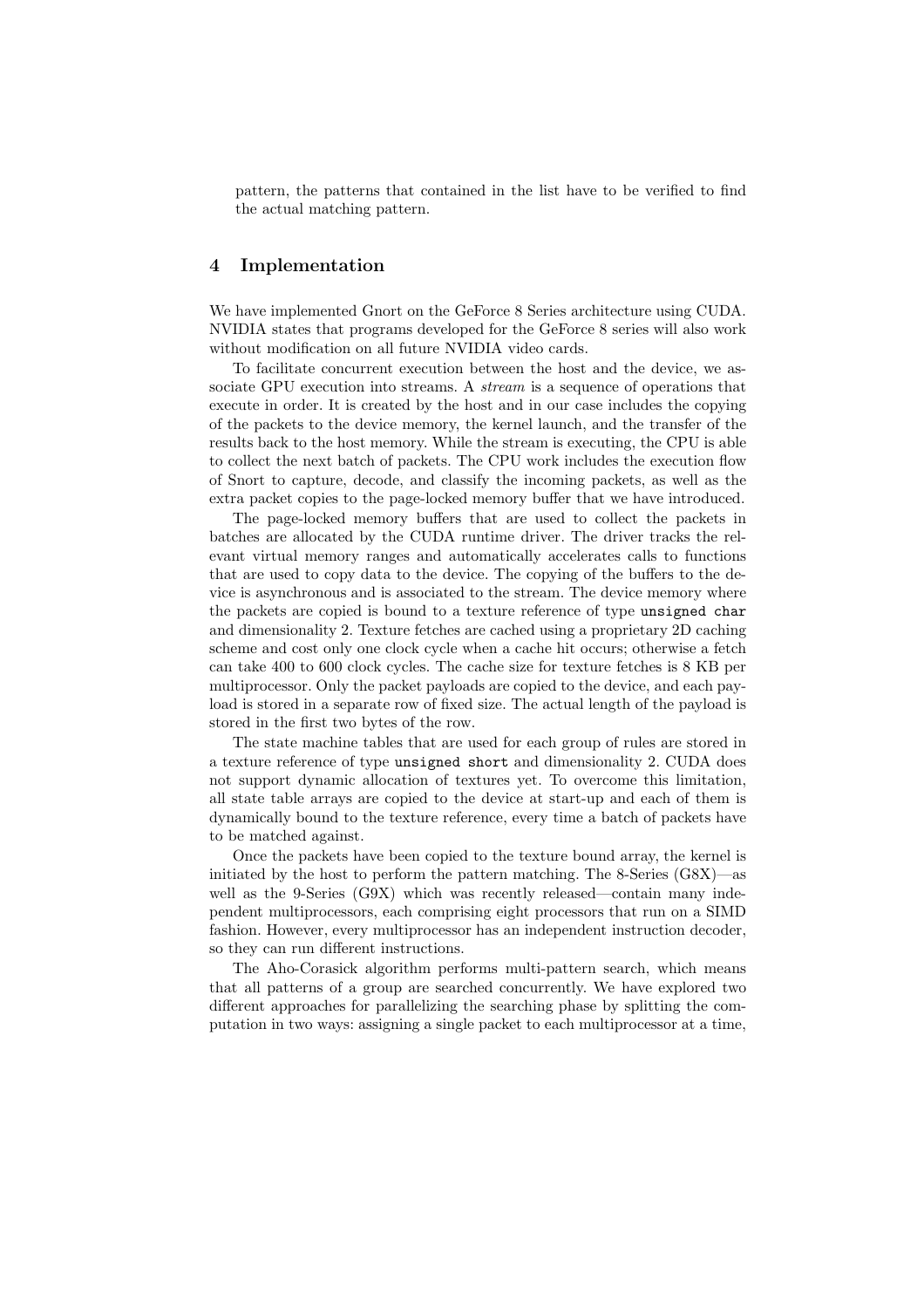pattern, the patterns that contained in the list have to be verified to find the actual matching pattern.

## 4 Implementation

We have implemented Gnort on the GeForce 8 Series architecture using CUDA. NVIDIA states that programs developed for the GeForce 8 series will also work without modification on all future NVIDIA video cards.

To facilitate concurrent execution between the host and the device, we associate GPU execution into streams. A *stream* is a sequence of operations that execute in order. It is created by the host and in our case includes the copying of the packets to the device memory, the kernel launch, and the transfer of the results back to the host memory. While the stream is executing, the CPU is able to collect the next batch of packets. The CPU work includes the execution flow of Snort to capture, decode, and classify the incoming packets, as well as the extra packet copies to the page-locked memory buffer that we have introduced.

The page-locked memory buffers that are used to collect the packets in batches are allocated by the CUDA runtime driver. The driver tracks the relevant virtual memory ranges and automatically accelerates calls to functions that are used to copy data to the device. The copying of the buffers to the device is asynchronous and is associated to the stream. The device memory where the packets are copied is bound to a texture reference of type `unsigned char` and dimensionality 2. Texture fetches are cached using a proprietary 2D caching scheme and cost only one clock cycle when a cache hit occurs; otherwise a fetch can take 400 to 600 clock cycles. The cache size for texture fetches is 8 KB per multiprocessor. Only the packet payloads are copied to the device, and each payload is stored in a separate row of fixed size. The actual length of the payload is stored in the first two bytes of the row.

The state machine tables that are used for each group of rules are stored in a texture reference of type `unsigned short` and dimensionality 2. CUDA does not support dynamic allocation of textures yet. To overcome this limitation, all state table arrays are copied to the device at start-up and each of them is dynamically bound to the texture reference, every time a batch of packets have to be matched against.

Once the packets have been copied to the texture bound array, the kernel is initiated by the host to perform the pattern matching. The 8-Series (G8X)—as well as the 9-Series (G9X) which was recently released—contain many independent multiprocessors, each comprising eight processors that run on a SIMD fashion. However, every multiprocessor has an independent instruction decoder, so they can run different instructions.

The Aho-Corasick algorithm performs multi-pattern search, which means that all patterns of a group are searched concurrently. We have explored two different approaches for parallelizing the searching phase by splitting the computation in two ways: assigning a single packet to each multiprocessor at a time,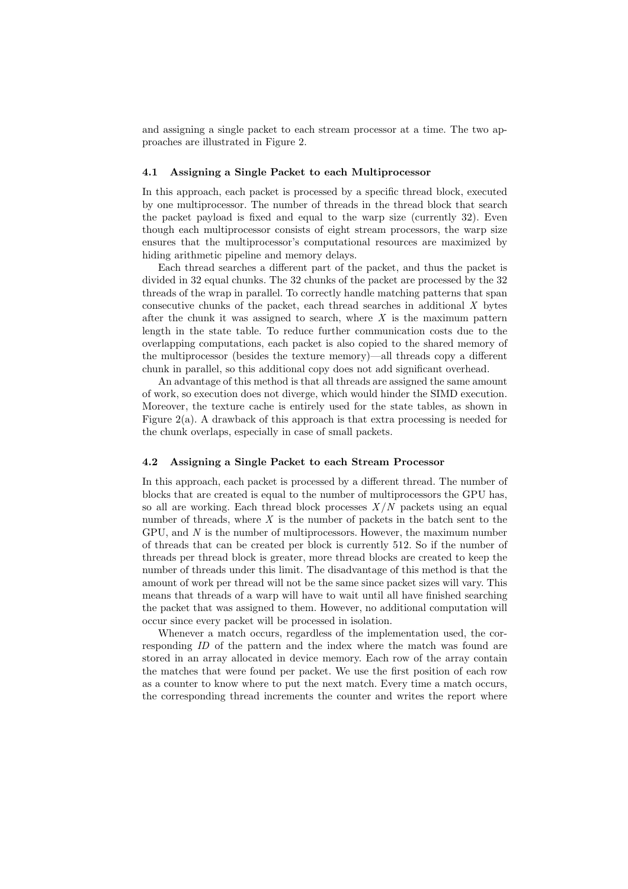and assigning a single packet to each stream processor at a time. The two approaches are illustrated in Figure 2.

### 4.1 Assigning a Single Packet to each Multiprocessor

In this approach, each packet is processed by a specific thread block, executed by one multiprocessor. The number of threads in the thread block that search the packet payload is fixed and equal to the warp size (currently 32). Even though each multiprocessor consists of eight stream processors, the warp size ensures that the multiprocessor's computational resources are maximized by hiding arithmetic pipeline and memory delays.

Each thread searches a different part of the packet, and thus the packet is divided in 32 equal chunks. The 32 chunks of the packet are processed by the 32 threads of the wrap in parallel. To correctly handle matching patterns that span consecutive chunks of the packet, each thread searches in additional $X$ bytes after the chunk it was assigned to search, where $X$ is the maximum pattern length in the state table. To reduce further communication costs due to the overlapping computations, each packet is also copied to the shared memory of the multiprocessor (besides the texture memory)—all threads copy a different chunk in parallel, so this additional copy does not add significant overhead.

An advantage of this method is that all threads are assigned the same amount of work, so execution does not diverge, which would hinder the SIMD execution. Moreover, the texture cache is entirely used for the state tables, as shown in Figure 2(a). A drawback of this approach is that extra processing is needed for the chunk overlaps, especially in case of small packets.

### 4.2 Assigning a Single Packet to each Stream Processor

In this approach, each packet is processed by a different thread. The number of blocks that are created is equal to the number of multiprocessors the GPU has, so all are working. Each thread block processes $X/N$ packets using an equal number of threads, where $X$ is the number of packets in the batch sent to the GPU, and $N$ is the number of multiprocessors. However, the maximum number of threads that can be created per block is currently 512. So if the number of threads per thread block is greater, more thread blocks are created to keep the number of threads under this limit. The disadvantage of this method is that the amount of work per thread will not be the same since packet sizes will vary. This means that threads of a warp will have to wait until all have finished searching the packet that was assigned to them. However, no additional computation will occur since every packet will be processed in isolation.

Whenever a match occurs, regardless of the implementation used, the corresponding *ID* of the pattern and the index where the match was found are stored in an array allocated in device memory. Each row of the array contain the matches that were found per packet. We use the first position of each row as a counter to know where to put the next match. Every time a match occurs, the corresponding thread increments the counter and writes the report where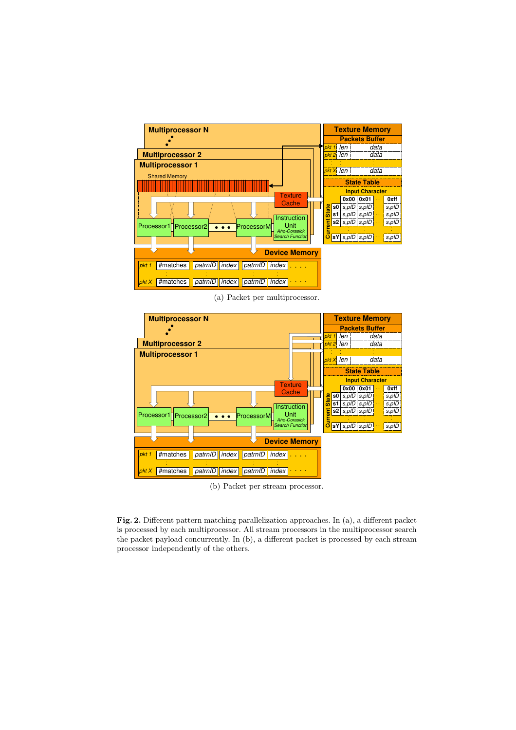(a) Packet per multiprocessor.

(b) Packet per stream processor.

**Fig. 2.** Different pattern matching parallelization approaches. In (a), a different packet is processed by each multiprocessor. All stream processors in the multiprocessor search the packet payload concurrently. In (b), a different packet is processed by each stream processor independently of the others.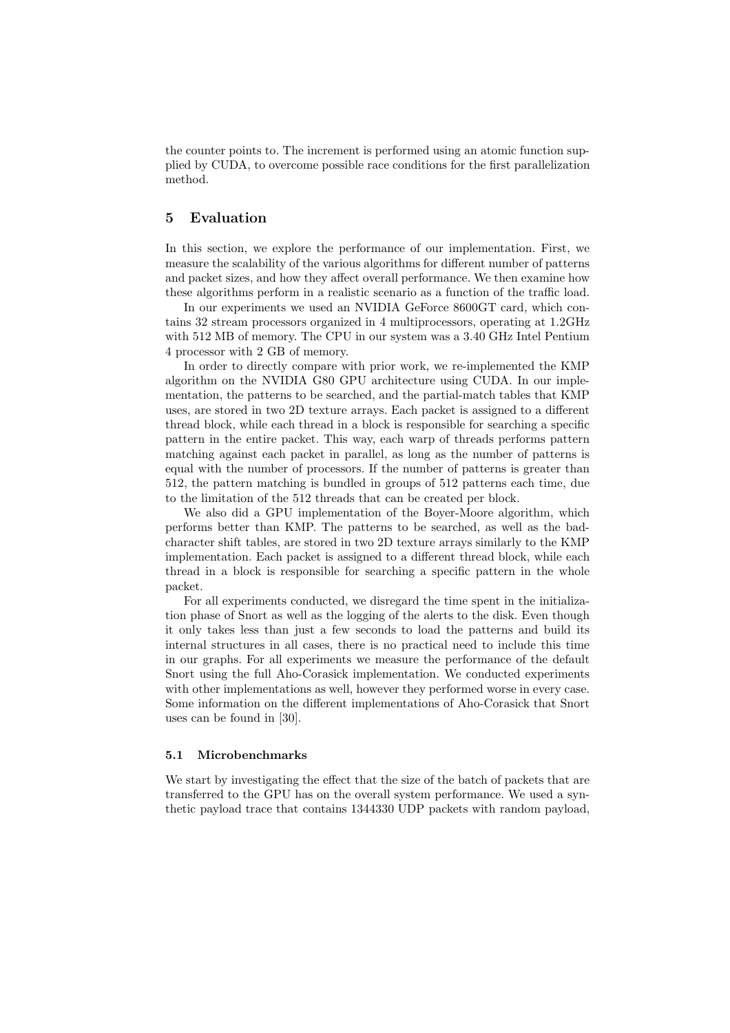the counter points to. The increment is performed using an atomic function supplied by CUDA, to overcome possible race conditions for the first parallelization method.

## 5 Evaluation

In this section, we explore the performance of our implementation. First, we measure the scalability of the various algorithms for different number of patterns and packet sizes, and how they affect overall performance. We then examine how these algorithms perform in a realistic scenario as a function of the traffic load.

In our experiments we used an NVIDIA GeForce 8600GT card, which contains 32 stream processors organized in 4 multiprocessors, operating at 1.2GHz with 512 MB of memory. The CPU in our system was a 3.40 GHz Intel Pentium 4 processor with 2 GB of memory.

In order to directly compare with prior work, we re-implemented the KMP algorithm on the NVIDIA G80 GPU architecture using CUDA. In our implementation, the patterns to be searched, and the partial-match tables that KMP uses, are stored in two 2D texture arrays. Each packet is assigned to a different thread block, while each thread in a block is responsible for searching a specific pattern in the entire packet. This way, each warp of threads performs pattern matching against each packet in parallel, as long as the number of patterns is equal with the number of processors. If the number of patterns is greater than 512, the pattern matching is bundled in groups of 512 patterns each time, due to the limitation of the 512 threads that can be created per block.

We also did a GPU implementation of the Boyer-Moore algorithm, which performs better than KMP. The patterns to be searched, as well as the bad-character shift tables, are stored in two 2D texture arrays similarly to the KMP implementation. Each packet is assigned to a different thread block, while each thread in a block is responsible for searching a specific pattern in the whole packet.

For all experiments conducted, we disregard the time spent in the initialization phase of Snort as well as the logging of the alerts to the disk. Even though it only takes less than just a few seconds to load the patterns and build its internal structures in all cases, there is no practical need to include this time in our graphs. For all experiments we measure the performance of the default Snort using the full Aho-Corasick implementation. We conducted experiments with other implementations as well, however they performed worse in every case. Some information on the different implementations of Aho-Corasick that Snort uses can be found in [30].

### 5.1 Microbenchmarks

We start by investigating the effect that the size of the batch of packets that are transferred to the GPU has on the overall system performance. We used a synthetic payload trace that contains 1344330 UDP packets with random payload,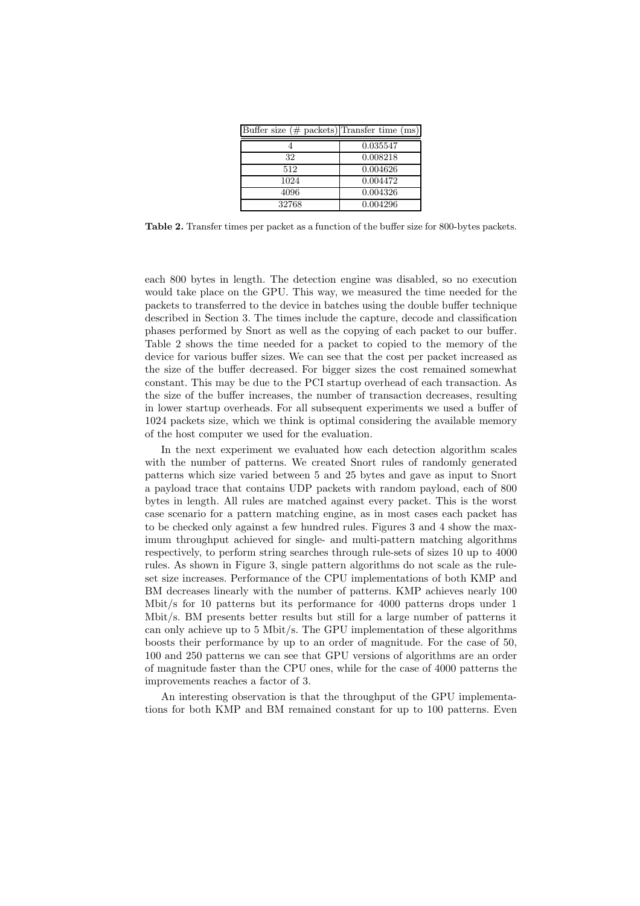| Buffer size (# packets) | Transfer time (ms) |
|---|---|
| 4 | 0.035547 |
| 32 | 0.008218 |
| 512 | 0.004626 |
| 1024 | 0.004472 |
| 4096 | 0.004326 |
| 32768 | 0.004296 |

**Table 2.** Transfer times per packet as a function of the buffer size for 800-bytes packets.

each 800 bytes in length. The detection engine was disabled, so no execution would take place on the GPU. This way, we measured the time needed for the packets to transferred to the device in batches using the double buffer technique described in Section 3. The times include the capture, decode and classification phases performed by Snort as well as the copying of each packet to our buffer. Table 2 shows the time needed for a packet to copied to the memory of the device for various buffer sizes. We can see that the cost per packet increased as the size of the buffer decreased. For bigger sizes the cost remained somewhat constant. This may be due to the PCI startup overhead of each transaction. As the size of the buffer increases, the number of transaction decreases, resulting in lower startup overheads. For all subsequent experiments we used a buffer of 1024 packets size, which we think is optimal considering the available memory of the host computer we used for the evaluation.

In the next experiment we evaluated how each detection algorithm scales with the number of patterns. We created Snort rules of randomly generated patterns which size varied between 5 and 25 bytes and gave as input to Snort a payload trace that contains UDP packets with random payload, each of 800 bytes in length. All rules are matched against every packet. This is the worst case scenario for a pattern matching engine, as in most cases each packet has to be checked only against a few hundred rules. Figures 3 and 4 show the maximum throughput achieved for single- and multi-pattern matching algorithms respectively, to perform string searches through rule-sets of sizes 10 up to 4000 rules. As shown in Figure 3, single pattern algorithms do not scale as the rule-set size increases. Performance of the CPU implementations of both KMP and BM decreases linearly with the number of patterns. KMP achieves nearly 100 Mbit/s for 10 patterns but its performance for 4000 patterns drops under 1 Mbit/s. BM presents better results but still for a large number of patterns it can only achieve up to 5 Mbit/s. The GPU implementation of these algorithms boosts their performance by up to an order of magnitude. For the case of 50, 100 and 250 patterns we can see that GPU versions of algorithms are an order of magnitude faster than the CPU ones, while for the case of 4000 patterns the improvements reaches a factor of 3.

An interesting observation is that the throughput of the GPU implementations for both KMP and BM remained constant for up to 100 patterns. Even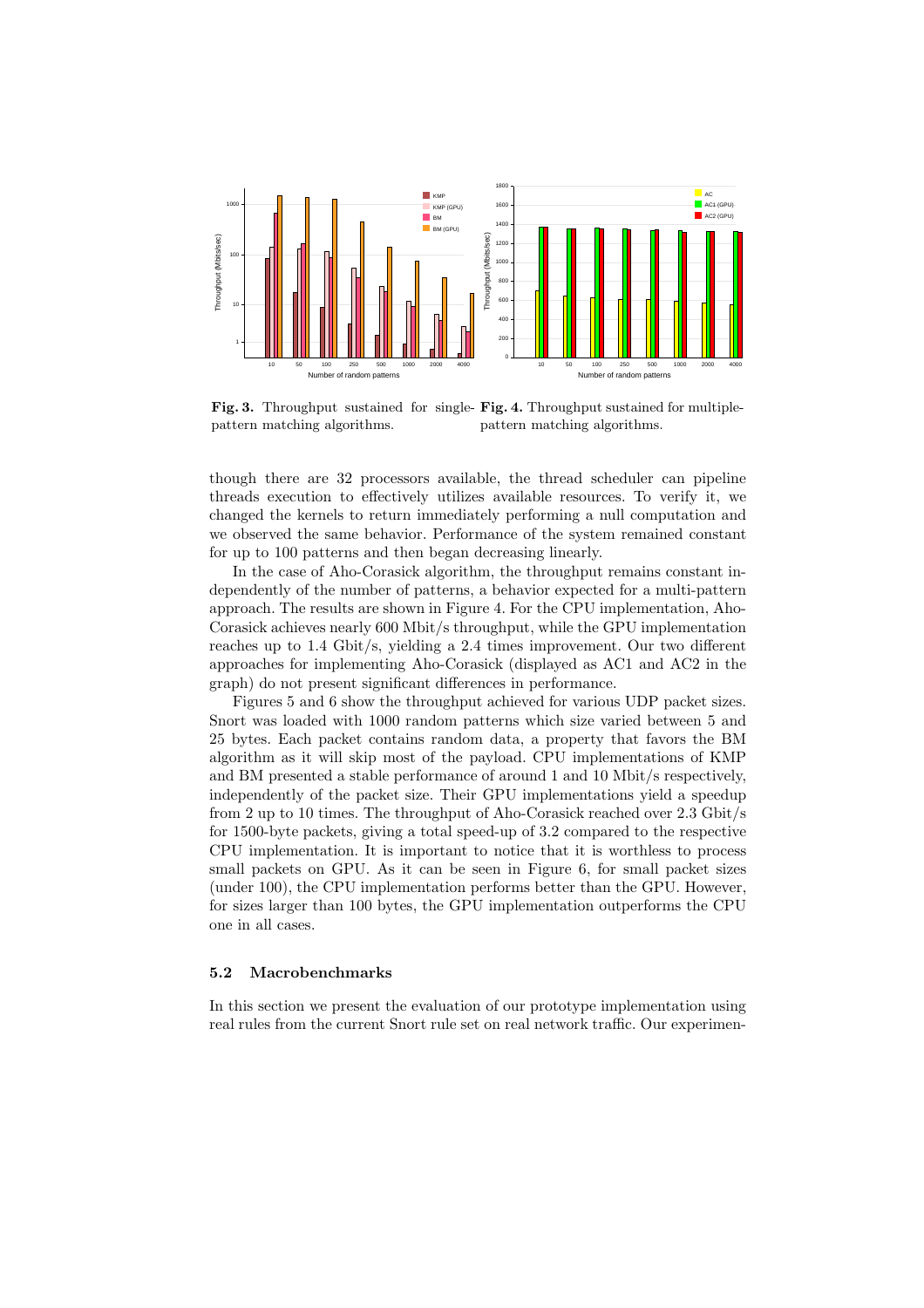1000

100

10

1

Throughput (Mbits/sec)

KMP
KMP (GPU)
BM
BM (GPU)

10 50 100 250 500 1000 2000 4000

Number of random patterns

**Fig. 3.** Throughput sustained for single-pattern matching algorithms.

1800
1600
1400
1200
1000
800
600
400
200
0

Throughput (Mbits/sec)

AC
AC1 (GPU)
AC2 (GPU)

10 50 100 250 500 1000 2000 4000

Number of random patterns

**Fig. 4.** Throughput sustained for multiple-pattern matching algorithms.

though there are 32 processors available, the thread scheduler can pipeline threads execution to effectively utilizes available resources. To verify it, we changed the kernels to return immediately performing a null computation and we observed the same behavior. Performance of the system remained constant for up to 100 patterns and then began decreasing linearly.

In the case of Aho-Corasick algorithm, the throughput remains constant independently of the number of patterns, a behavior expected for a multi-pattern approach. The results are shown in Figure 4. For the CPU implementation, Aho-Corasick achieves nearly 600 Mbit/s throughput, while the GPU implementation reaches up to 1.4 Gbit/s, yielding a 2.4 times improvement. Our two different approaches for implementing Aho-Corasick (displayed as AC1 and AC2 in the graph) do not present significant differences in performance.

Figures 5 and 6 show the throughput achieved for various UDP packet sizes. Snort was loaded with 1000 random patterns which size varied between 5 and 25 bytes. Each packet contains random data, a property that favors the BM algorithm as it will skip most of the payload. CPU implementations of KMP and BM presented a stable performance of around 1 and 10 Mbit/s respectively, independently of the packet size. Their GPU implementations yield a speedup from 2 up to 10 times. The throughput of Aho-Corasick reached over 2.3 Gbit/s for 1500-byte packets, giving a total speed-up of 3.2 compared to the respective CPU implementation. It is important to notice that it is worthless to process small packets on GPU. As it can be seen in Figure 6, for small packet sizes (under 100), the CPU implementation performs better than the GPU. However, for sizes larger than 100 bytes, the GPU implementation outperforms the CPU one in all cases.

### 5.2 Macrobenchmarks

In this section we present the evaluation of our prototype implementation using real rules from the current Snort rule set on real network traffic. Our experimen-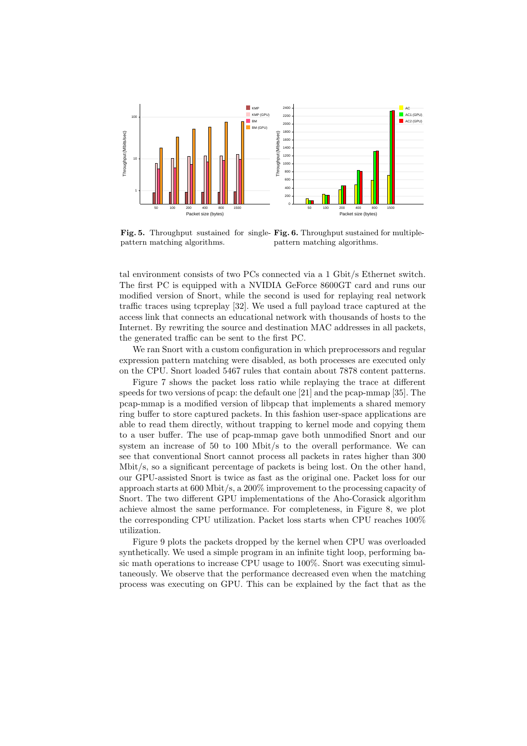100
10
1
Throughput (Mbits/sec)
50 100 200 400 800 1500
Packet size (bytes)
KMP
KMP (GPU)
BM
BM (GPU)

**Fig. 5.** Throughput sustained for single-pattern matching algorithms.

2400
2200
2000
1800
1600
1400
1200
1000
800
600
400
200
0
Throughput (Mbits/sec)
50 100 200 400 800 1500
Packet size (bytes)
AC
AC1 (GPU)
AC2 (GPU)

**Fig. 6.** Throughput sustained for multiple-pattern matching algorithms.

tal environment consists of two PCs connected via a 1 Gbit/s Ethernet switch. The first PC is equipped with a NVIDIA GeForce 8600GT card and runs our modified version of Snort, while the second is used for replaying real network traffic traces using tcpreplay [32]. We used a full payload trace captured at the access link that connects an educational network with thousands of hosts to the Internet. By rewriting the source and destination MAC addresses in all packets, the generated traffic can be sent to the first PC.

We ran Snort with a custom configuration in which preprocessors and regular expression pattern matching were disabled, as both processes are executed only on the CPU. Snort loaded 5467 rules that contain about 7878 content patterns.

Figure 7 shows the packet loss ratio while replaying the trace at different speeds for two versions of pcap: the default one [21] and the pcap-mmap [35]. The pcap-mmap is a modified version of libpcap that implements a shared memory ring buffer to store captured packets. In this fashion user-space applications are able to read them directly, without trapping to kernel mode and copying them to a user buffer. The use of pcap-mmap gave both unmodified Snort and our system an increase of 50 to 100 Mbit/s to the overall performance. We can see that conventional Snort cannot process all packets in rates higher than 300 Mbit/s, so a significant percentage of packets is being lost. On the other hand, our GPU-assisted Snort is twice as fast as the original one. Packet loss for our approach starts at 600 Mbit/s, a 200% improvement to the processing capacity of Snort. The two different GPU implementations of the Aho-Corasick algorithm achieve almost the same performance. For completeness, in Figure 8, we plot the corresponding CPU utilization. Packet loss starts when CPU reaches 100% utilization.

Figure 9 plots the packets dropped by the kernel when CPU was overloaded synthetically. We used a simple program in an infinite tight loop, performing basic math operations to increase CPU usage to 100%. Snort was executing simultaneously. We observe that the performance decreased even when the matching process was executing on GPU. This can be explained by the fact that as the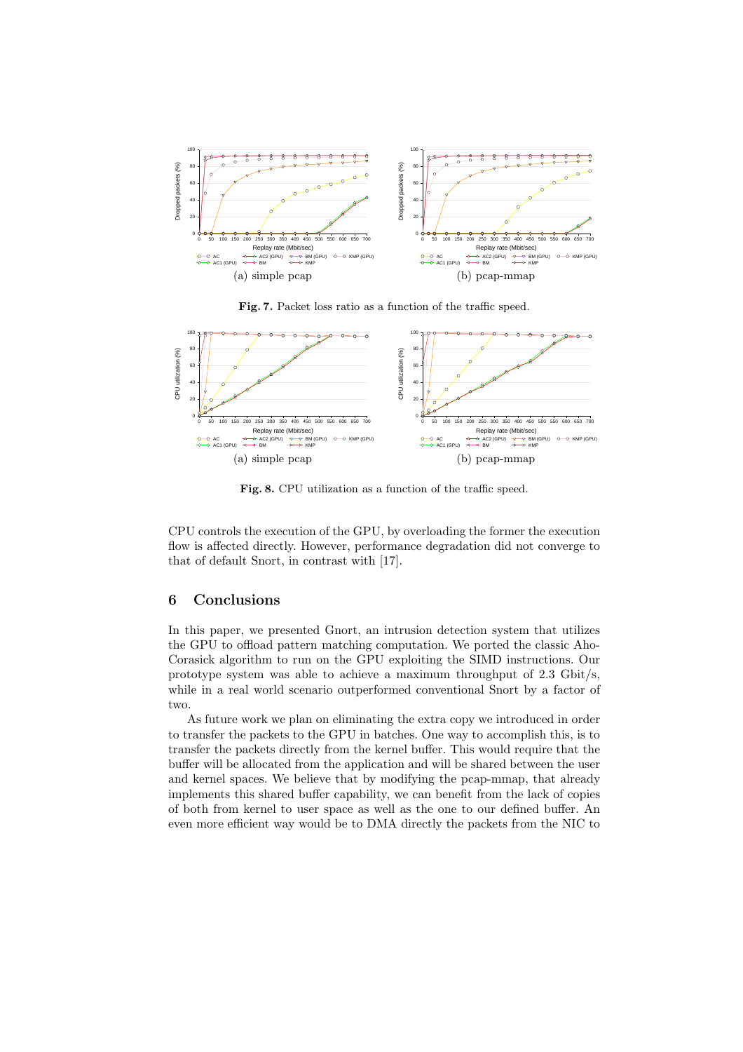Dropped packets (%)

0 20 40 60 80 100

0 50 100 150 200 250 300 350 400 450 500 550 600 650 700

Replay rate (Mbit/sec)

AC, AC1 (GPU), AC2 (GPU), BM, BM (GPU), KMP, KMP (GPU)

(a) simple pcap

Dropped packets (%)

0 20 40 60 80 100

0 50 100 150 200 250 300 350 400 450 500 550 600 650 700

Replay rate (Mbit/sec)

AC, AC1 (GPU), AC2 (GPU), BM, BM (GPU), KMP, KMP (GPU)

(b) pcap-mmap

**Fig. 7.** Packet loss ratio as a function of the traffic speed.

CPU utilization (%)

0 20 40 60 80 100

0 50 100 150 200 250 300 350 400 450 500 550 600 650 700

Replay rate (Mbit/sec)

AC, AC1 (GPU), AC2 (GPU), BM, BM (GPU), KMP, KMP (GPU)

(a) simple pcap

CPU utilization (%)

0 20 40 60 80 100

0 50 100 150 200 250 300 350 400 450 500 550 600 650 700

Replay rate (Mbit/sec)

AC, AC1 (GPU), AC2 (GPU), BM, BM (GPU), KMP, KMP (GPU)

(b) pcap-mmap

**Fig. 8.** CPU utilization as a function of the traffic speed.

CPU controls the execution of the GPU, by overloading the former the execution flow is affected directly. However, performance degradation did not converge to that of default Snort, in contrast with [17].

## 6 Conclusions

In this paper, we presented Gnort, an intrusion detection system that utilizes the GPU to offload pattern matching computation. We ported the classic Aho-Corasick algorithm to run on the GPU exploiting the SIMD instructions. Our prototype system was able to achieve a maximum throughput of 2.3 Gbit/s, while in a real world scenario outperformed conventional Snort by a factor of two.

As future work we plan on eliminating the extra copy we introduced in order to transfer the packets to the GPU in batches. One way to accomplish this, is to transfer the packets directly from the kernel buffer. This would require that the buffer will be allocated from the application and will be shared between the user and kernel spaces. We believe that by modifying the pcap-mmap, that already implements this shared buffer capability, we can benefit from the lack of copies of both from kernel to user space as well as the one to our defined buffer. An even more efficient way would be to DMA directly the packets from the NIC to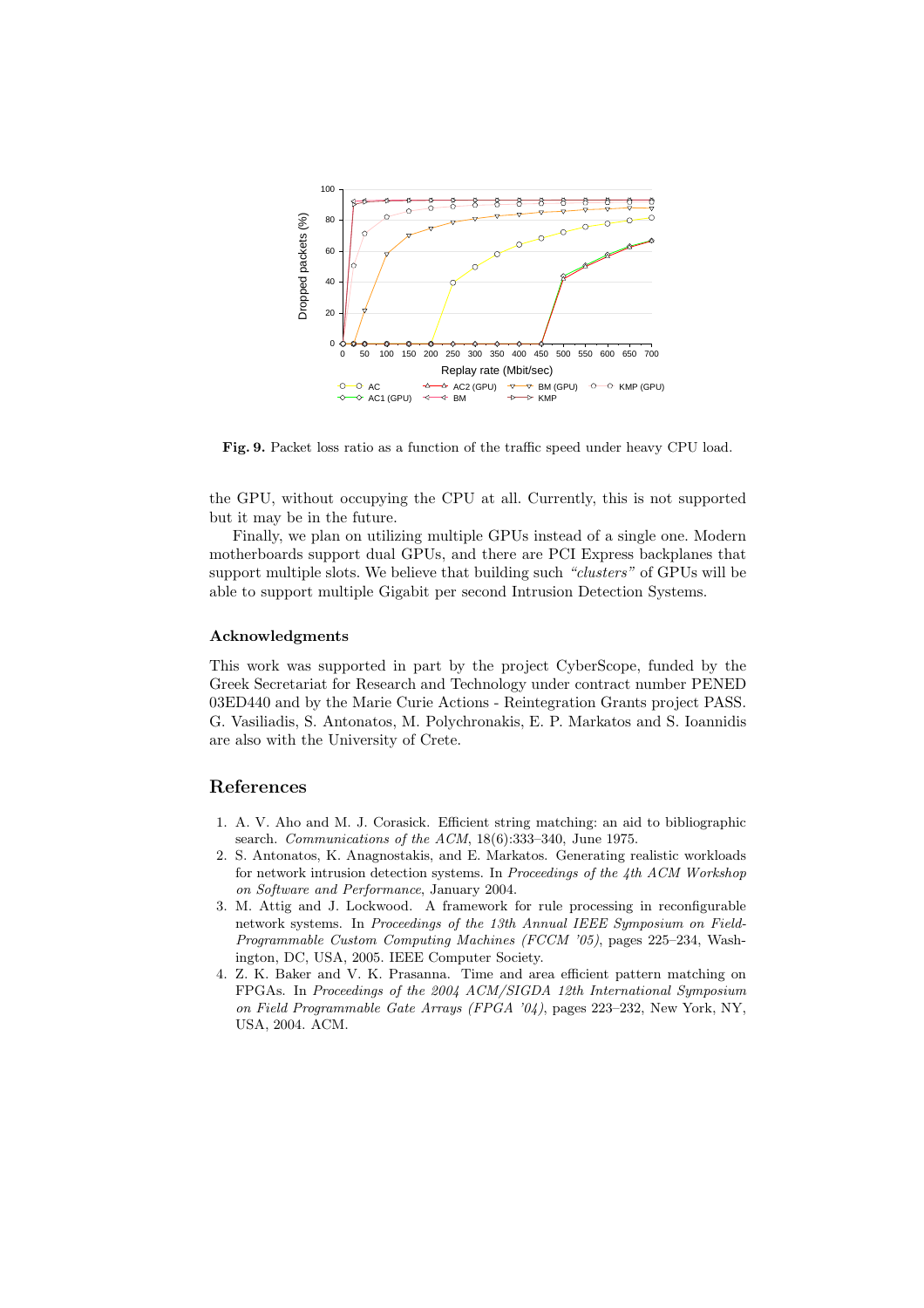100
80
60
40
20
0
Dropped packets (%)
0 50 100 150 200 250 300 350 400 450 500 550 600 650 700
Replay rate (Mbit/sec)
AC
AC1 (GPU)
AC2 (GPU)
BM
BM (GPU)
KMP
KMP (GPU)

**Fig. 9.** Packet loss ratio as a function of the traffic speed under heavy CPU load.

the GPU, without occupying the CPU at all. Currently, this is not supported but it may be in the future.

Finally, we plan on utilizing multiple GPUs instead of a single one. Modern motherboards support dual GPUs, and there are PCI Express backplanes that support multiple slots. We believe that building such *"clusters"* of GPUs will be able to support multiple Gigabit per second Intrusion Detection Systems.

### Acknowledgments

This work was supported in part by the project CyberScope, funded by the Greek Secretariat for Research and Technology under contract number PENED 03ED440 and by the Marie Curie Actions - Reintegration Grants project PASS. G. Vasiliadis, S. Antonatos, M. Polychronakis, E. P. Markatos and S. Ioannidis are also with the University of Crete.

## References

1. A. V. Aho and M. J. Corasick. Efficient string matching: an aid to bibliographic search. *Communications of the ACM*, 18(6):333–340, June 1975.
2. S. Antonatos, K. Anagnostakis, and E. Markatos. Generating realistic workloads for network intrusion detection systems. In *Proceedings of the 4th ACM Workshop on Software and Performance*, January 2004.
3. M. Attig and J. Lockwood. A framework for rule processing in reconfigurable network systems. In *Proceedings of the 13th Annual IEEE Symposium on Field-Programmable Custom Computing Machines (FCCM '05)*, pages 225–234, Washington, DC, USA, 2005. IEEE Computer Society.
4. Z. K. Baker and V. K. Prasanna. Time and area efficient pattern matching on FPGAs. In *Proceedings of the 2004 ACM/SIGDA 12th International Symposium on Field Programmable Gate Arrays (FPGA '04)*, pages 223–232, New York, NY, USA, 2004. ACM.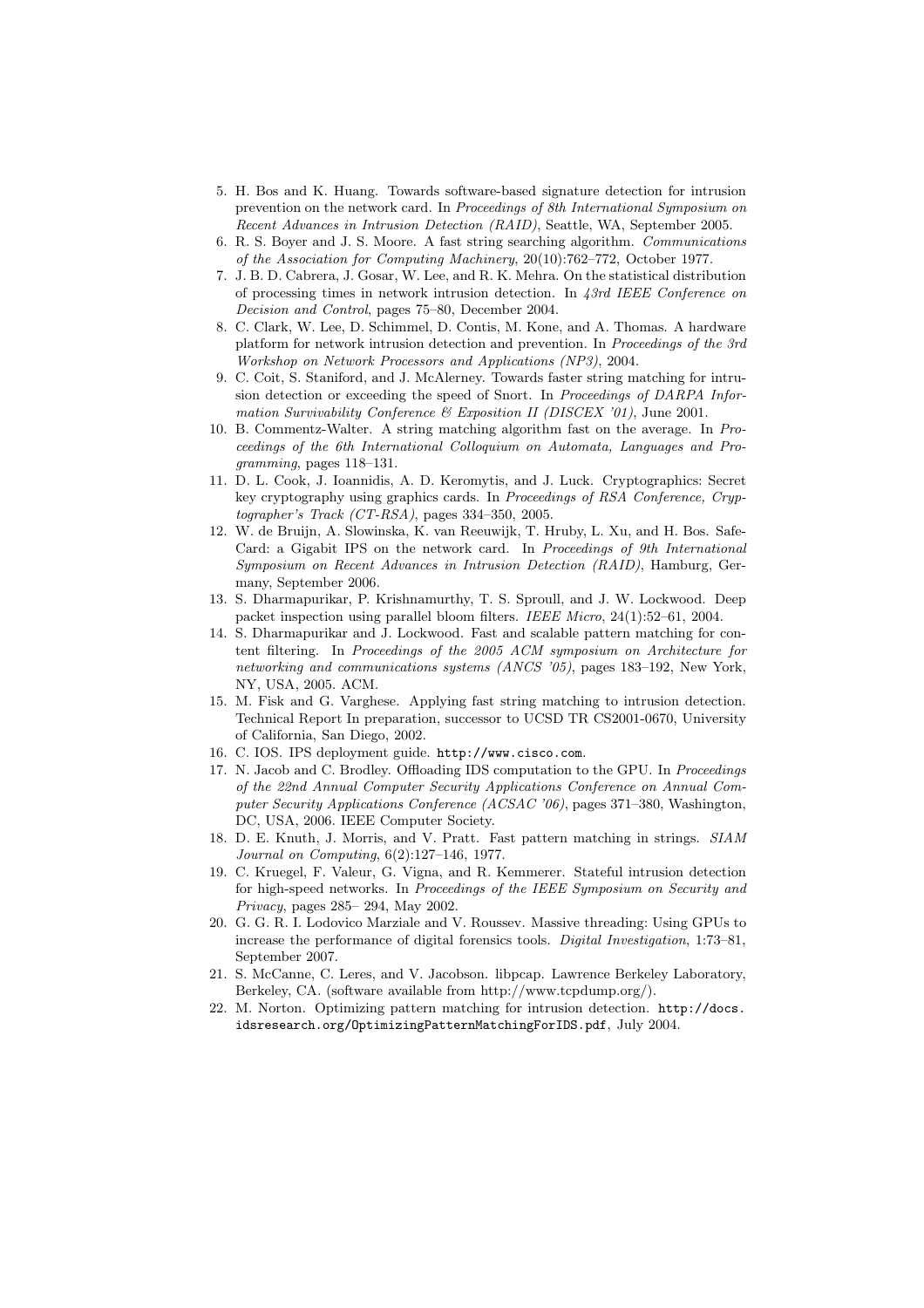5. H. Bos and K. Huang. Towards software-based signature detection for intrusion prevention on the network card. In *Proceedings of 8th International Symposium on Recent Advances in Intrusion Detection (RAID)*, Seattle, WA, September 2005.
6. R. S. Boyer and J. S. Moore. A fast string searching algorithm. *Communications of the Association for Computing Machinery*, 20(10):762–772, October 1977.
7. J. B. D. Cabrera, J. Gosar, W. Lee, and R. K. Mehra. On the statistical distribution of processing times in network intrusion detection. In *43rd IEEE Conference on Decision and Control*, pages 75–80, December 2004.
8. C. Clark, W. Lee, D. Schimmel, D. Contis, M. Kone, and A. Thomas. A hardware platform for network intrusion detection and prevention. In *Proceedings of the 3rd Workshop on Network Processors and Applications (NP3)*, 2004.
9. C. Coit, S. Staniford, and J. McAlerney. Towards faster string matching for intrusion detection or exceeding the speed of Snort. In *Proceedings of DARPA Information Survivability Conference & Exposition II (DISCEX '01)*, June 2001.
10. B. Commentz-Walter. A string matching algorithm fast on the average. In *Proceedings of the 6th International Colloquium on Automata, Languages and Programming*, pages 118–131.
11. D. L. Cook, J. Ioannidis, A. D. Keromytis, and J. Luck. Cryptographics: Secret key cryptography using graphics cards. In *Proceedings of RSA Conference, Cryptographer's Track (CT-RSA)*, pages 334–350, 2005.
12. W. de Bruijn, A. Slowinska, K. van Reeuwijk, T. Hruby, L. Xu, and H. Bos. SafeCard: a Gigabit IPS on the network card. In *Proceedings of 9th International Symposium on Recent Advances in Intrusion Detection (RAID)*, Hamburg, Germany, September 2006.
13. S. Dharmapurikar, P. Krishnamurthy, T. S. Sproull, and J. W. Lockwood. Deep packet inspection using parallel bloom filters. *IEEE Micro*, 24(1):52–61, 2004.
14. S. Dharmapurikar and J. Lockwood. Fast and scalable pattern matching for content filtering. In *Proceedings of the 2005 ACM symposium on Architecture for networking and communications systems (ANCS '05)*, pages 183–192, New York, NY, USA, 2005. ACM.
15. M. Fisk and G. Varghese. Applying fast string matching to intrusion detection. Technical Report In preparation, successor to UCSD TR CS2001-0670, University of California, San Diego, 2002.
16. C. IOS. IPS deployment guide. `http://www.cisco.com`.
17. N. Jacob and C. Brodley. Offloading IDS computation to the GPU. In *Proceedings of the 22nd Annual Computer Security Applications Conference on Annual Computer Security Applications Conference (ACSAC '06)*, pages 371–380, Washington, DC, USA, 2006. IEEE Computer Society.
18. D. E. Knuth, J. Morris, and V. Pratt. Fast pattern matching in strings. *SIAM Journal on Computing*, 6(2):127–146, 1977.
19. C. Kruegel, F. Valeur, G. Vigna, and R. Kemmerer. Stateful intrusion detection for high-speed networks. In *Proceedings of the IEEE Symposium on Security and Privacy*, pages 285– 294, May 2002.
20. G. G. R. I. Lodovico Marziale and V. Roussev. Massive threading: Using GPUs to increase the performance of digital forensics tools. *Digital Investigation*, 1:73–81, September 2007.
21. S. McCanne, C. Leres, and V. Jacobson. libpcap. Lawrence Berkeley Laboratory, Berkeley, CA. (software available from http://www.tcpdump.org/).
22. M. Norton. Optimizing pattern matching for intrusion detection. `http://docs.idsresearch.org/OptimizingPatternMatchingForIDS.pdf`, July 2004.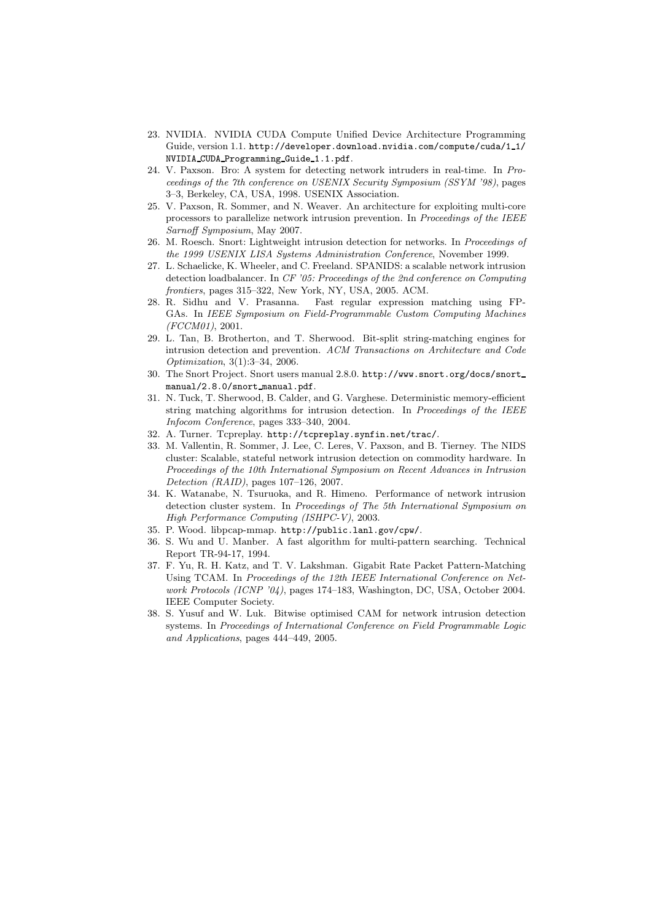23. NVIDIA. NVIDIA CUDA Compute Unified Device Architecture Programming Guide, version 1.1. http://developer.download.nvidia.com/compute/cuda/1_1/NVIDIA_CUDA_Programming_Guide_1.1.pdf.
24. V. Paxson. Bro: A system for detecting network intruders in real-time. In *Proceedings of the 7th conference on USENIX Security Symposium (SSYM '98)*, pages 3–3, Berkeley, CA, USA, 1998. USENIX Association.
25. V. Paxson, R. Sommer, and N. Weaver. An architecture for exploiting multi-core processors to parallelize network intrusion prevention. In *Proceedings of the IEEE Sarnoff Symposium*, May 2007.
26. M. Roesch. Snort: Lightweight intrusion detection for networks. In *Proceedings of the 1999 USENIX LISA Systems Administration Conference*, November 1999.
27. L. Schaelicke, K. Wheeler, and C. Freeland. SPANIDS: a scalable network intrusion detection loadbalancer. In *CF '05: Proceedings of the 2nd conference on Computing frontiers*, pages 315–322, New York, NY, USA, 2005. ACM.
28. R. Sidhu and V. Prasanna. Fast regular expression matching using FPGAs. In *IEEE Symposium on Field-Programmable Custom Computing Machines (FCCM01)*, 2001.
29. L. Tan, B. Brotherton, and T. Sherwood. Bit-split string-matching engines for intrusion detection and prevention. *ACM Transactions on Architecture and Code Optimization*, 3(1):3–34, 2006.
30. The Snort Project. Snort users manual 2.8.0. http://www.snort.org/docs/snort_manual/2.8.0/snort_manual.pdf.
31. N. Tuck, T. Sherwood, B. Calder, and G. Varghese. Deterministic memory-efficient string matching algorithms for intrusion detection. In *Proceedings of the IEEE Infocom Conference*, pages 333–340, 2004.
32. A. Turner. Tcpreplay. http://tcpreplay.synfin.net/trac/.
33. M. Vallentin, R. Sommer, J. Lee, C. Leres, V. Paxson, and B. Tierney. The NIDS cluster: Scalable, stateful network intrusion detection on commodity hardware. In *Proceedings of the 10th International Symposium on Recent Advances in Intrusion Detection (RAID)*, pages 107–126, 2007.
34. K. Watanabe, N. Tsuruoka, and R. Himeno. Performance of network intrusion detection cluster system. In *Proceedings of The 5th International Symposium on High Performance Computing (ISHPC-V)*, 2003.
35. P. Wood. libpcap-mmap. http://public.lanl.gov/cpw/.
36. S. Wu and U. Manber. A fast algorithm for multi-pattern searching. Technical Report TR-94-17, 1994.
37. F. Yu, R. H. Katz, and T. V. Lakshman. Gigabit Rate Packet Pattern-Matching Using TCAM. In *Proceedings of the 12th IEEE International Conference on Network Protocols (ICNP '04)*, pages 174–183, Washington, DC, USA, October 2004. IEEE Computer Society.
38. S. Yusuf and W. Luk. Bitwise optimised CAM for network intrusion detection systems. In *Proceedings of International Conference on Field Programmable Logic and Applications*, pages 444–449, 2005.